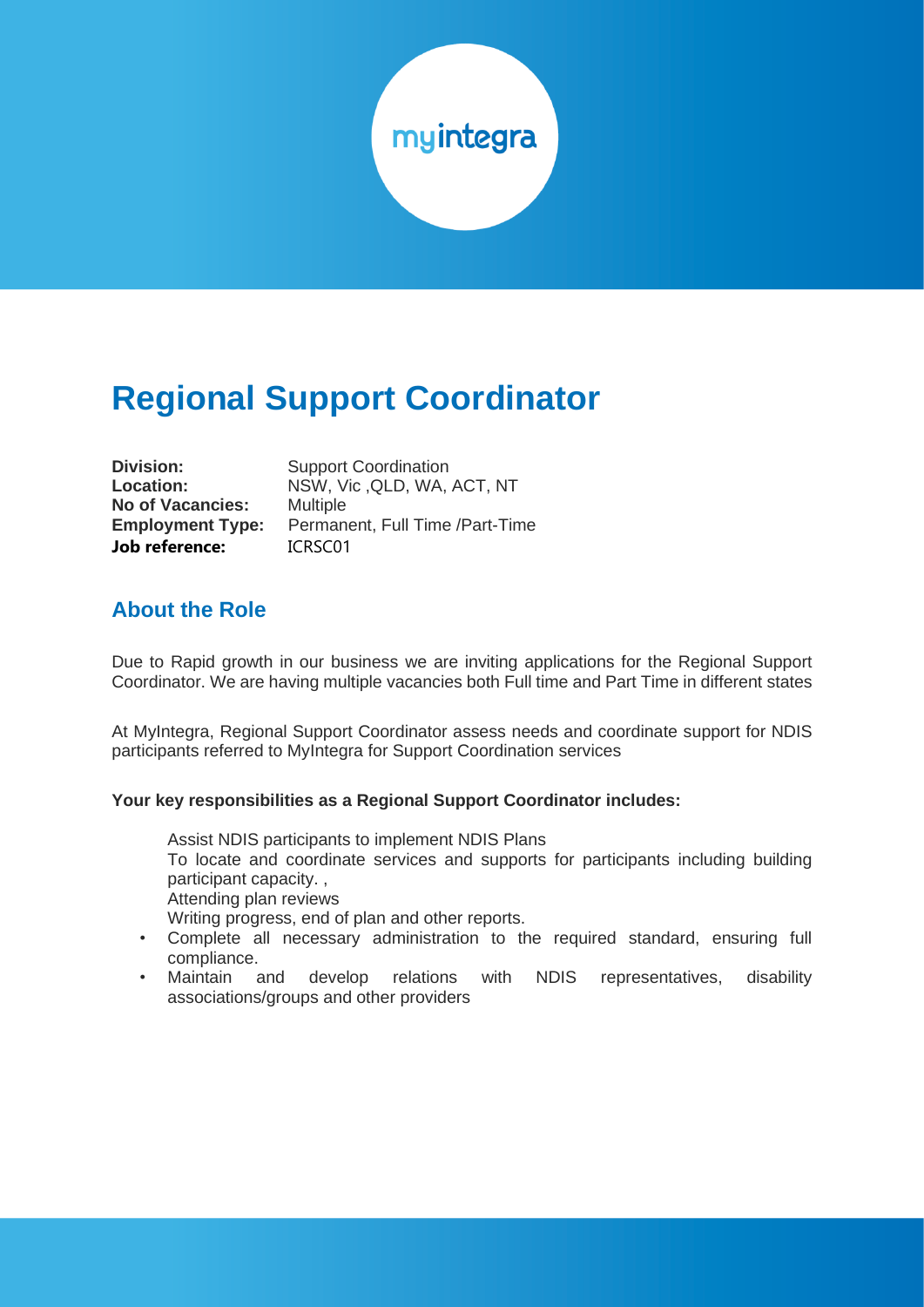myintegra

# Regional Support Coordinator

**Division:** Support Coordination
**Location:** NSW, Vic ,QLD, WA, ACT, NT
**No of Vacancies:** Multiple
**Employment Type:** Permanent, Full Time /Part-Time
**Job reference:** ICRSC01

## About the Role

Due to Rapid growth in our business we are inviting applications for the Regional Support Coordinator. We are having multiple vacancies both Full time and Part Time in different states

At MyIntegra, Regional Support Coordinator assess needs and coordinate support for NDIS participants referred to MyIntegra for Support Coordination services

**Your key responsibilities as a Regional Support Coordinator includes:**

- Assist NDIS participants to implement NDIS Plans
- To locate and coordinate services and supports for participants including building participant capacity. ,
- Attending plan reviews
- Writing progress, end of plan and other reports.
- Complete all necessary administration to the required standard, ensuring full compliance.
- Maintain and develop relations with NDIS representatives, disability associations/groups and other providers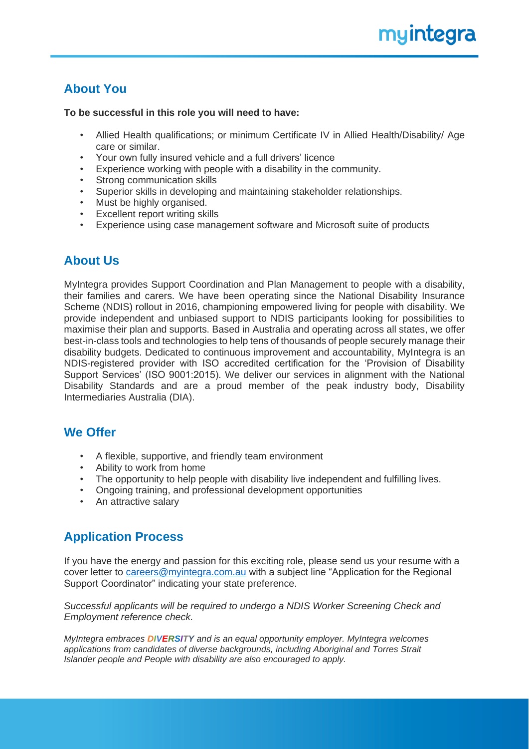## About You

**To be successful in this role you will need to have:**

- Allied Health qualifications; or minimum Certificate IV in Allied Health/Disability/ Age care or similar.
- Your own fully insured vehicle and a full drivers' licence
- Experience working with people with a disability in the community.
- Strong communication skills
- Superior skills in developing and maintaining stakeholder relationships.
- Must be highly organised.
- Excellent report writing skills
- Experience using case management software and Microsoft suite of products

## About Us

MyIntegra provides Support Coordination and Plan Management to people with a disability, their families and carers. We have been operating since the National Disability Insurance Scheme (NDIS) rollout in 2016, championing empowered living for people with disability. We provide independent and unbiased support to NDIS participants looking for possibilities to maximise their plan and supports. Based in Australia and operating across all states, we offer best-in-class tools and technologies to help tens of thousands of people securely manage their disability budgets. Dedicated to continuous improvement and accountability, MyIntegra is an NDIS-registered provider with ISO accredited certification for the 'Provision of Disability Support Services' (ISO 9001:2015). We deliver our services in alignment with the National Disability Standards and are a proud member of the peak industry body, Disability Intermediaries Australia (DIA).

## We Offer

- A flexible, supportive, and friendly team environment
- Ability to work from home
- The opportunity to help people with disability live independent and fulfilling lives.
- Ongoing training, and professional development opportunities
- An attractive salary

## Application Process

If you have the energy and passion for this exciting role, please send us your resume with a cover letter to careers@myintegra.com.au with a subject line "Application for the Regional Support Coordinator" indicating your state preference.

*Successful applicants will be required to undergo a NDIS Worker Screening Check and Employment reference check.*

*MyIntegra embraces **DIVERSITY** and is an equal opportunity employer. MyIntegra welcomes applications from candidates of diverse backgrounds, including Aboriginal and Torres Strait Islander people and People with disability are also encouraged to apply.*